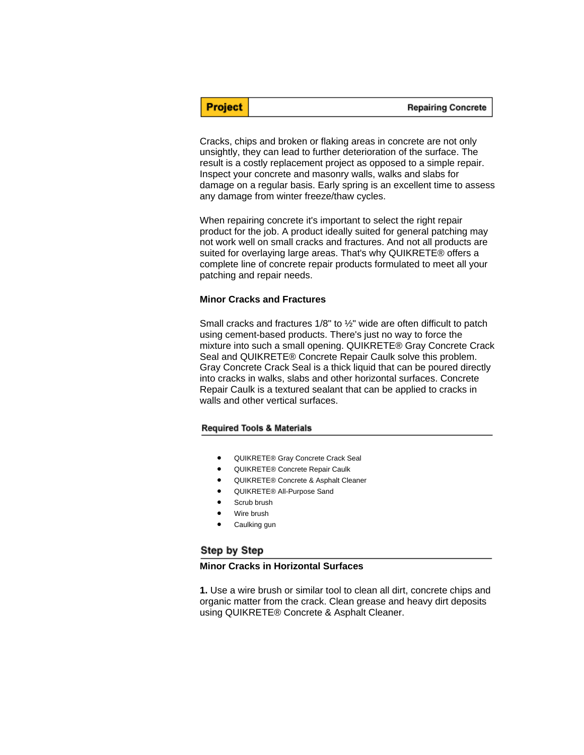**Project** — Repairing Concrete

Cracks, chips and broken or flaking areas in concrete are not only unsightly, they can lead to further deterioration of the surface. The result is a costly replacement project as opposed to a simple repair. Inspect your concrete and masonry walls, walks and slabs for damage on a regular basis. Early spring is an excellent time to assess any damage from winter freeze/thaw cycles.

When repairing concrete it's important to select the right repair product for the job. A product ideally suited for general patching may not work well on small cracks and fractures. And not all products are suited for overlaying large areas. That's why QUIKRETE® offers a complete line of concrete repair products formulated to meet all your patching and repair needs.

### Minor Cracks and Fractures

Small cracks and fractures 1/8" to ½" wide are often difficult to patch using cement-based products. There's just no way to force the mixture into such a small opening. QUIKRETE® Gray Concrete Crack Seal and QUIKRETE® Concrete Repair Caulk solve this problem. Gray Concrete Crack Seal is a thick liquid that can be poured directly into cracks in walks, slabs and other horizontal surfaces. Concrete Repair Caulk is a textured sealant that can be applied to cracks in walls and other vertical surfaces.

### Required Tools & Materials

- QUIKRETE® Gray Concrete Crack Seal
- QUIKRETE® Concrete Repair Caulk
- QUIKRETE® Concrete & Asphalt Cleaner
- QUIKRETE® All-Purpose Sand
- Scrub brush
- Wire brush
- Caulking gun

## Step by Step

### Minor Cracks in Horizontal Surfaces

**1.** Use a wire brush or similar tool to clean all dirt, concrete chips and organic matter from the crack. Clean grease and heavy dirt deposits using QUIKRETE® Concrete & Asphalt Cleaner.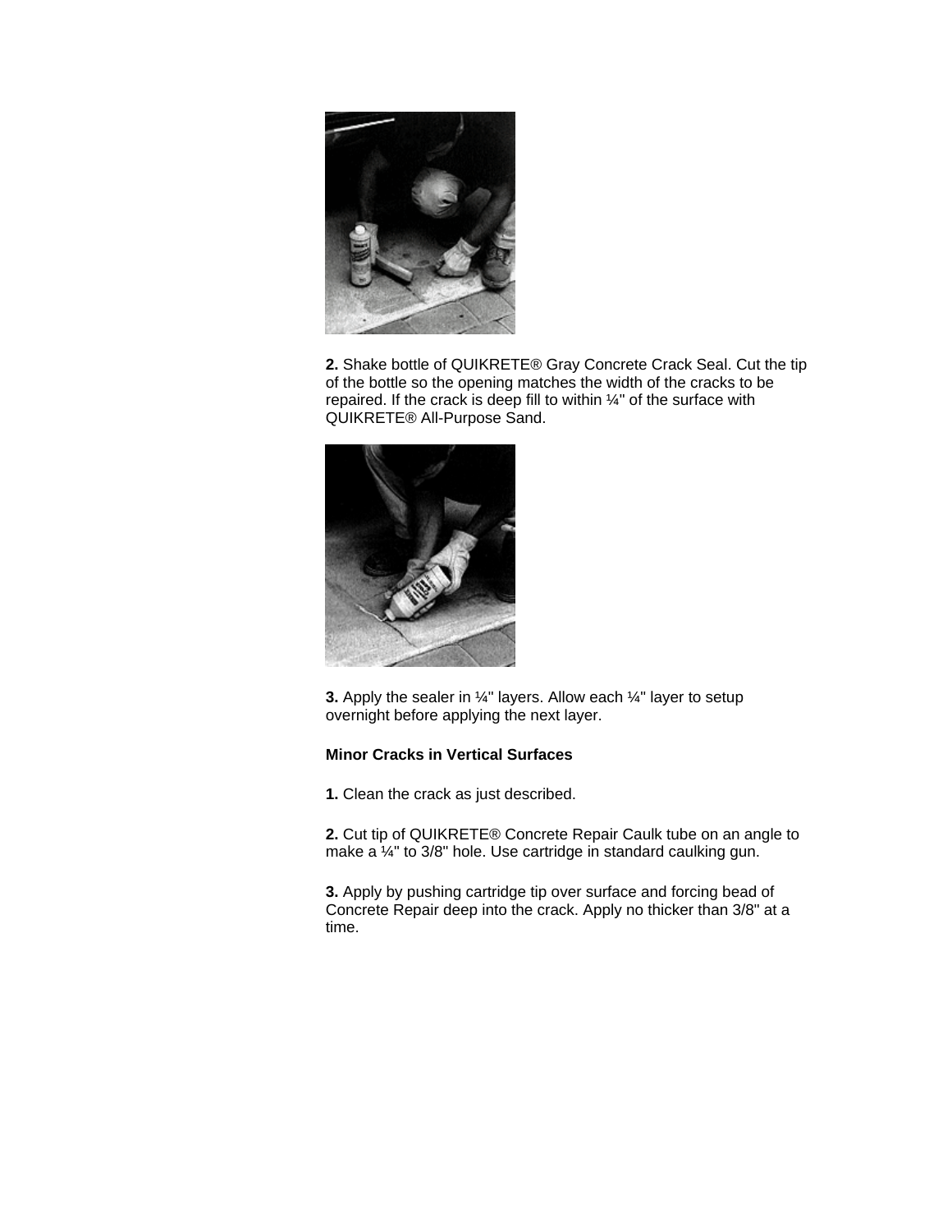**2.** Shake bottle of QUIKRETE® Gray Concrete Crack Seal. Cut the tip of the bottle so the opening matches the width of the cracks to be repaired. If the crack is deep fill to within ¼" of the surface with QUIKRETE® All-Purpose Sand.

**3.** Apply the sealer in ¼" layers. Allow each ¼" layer to setup overnight before applying the next layer.

**Minor Cracks in Vertical Surfaces**

**1.** Clean the crack as just described.

**2.** Cut tip of QUIKRETE® Concrete Repair Caulk tube on an angle to make a ¼" to 3/8" hole. Use cartridge in standard caulking gun.

**3.** Apply by pushing cartridge tip over surface and forcing bead of Concrete Repair deep into the crack. Apply no thicker than 3/8" at a time.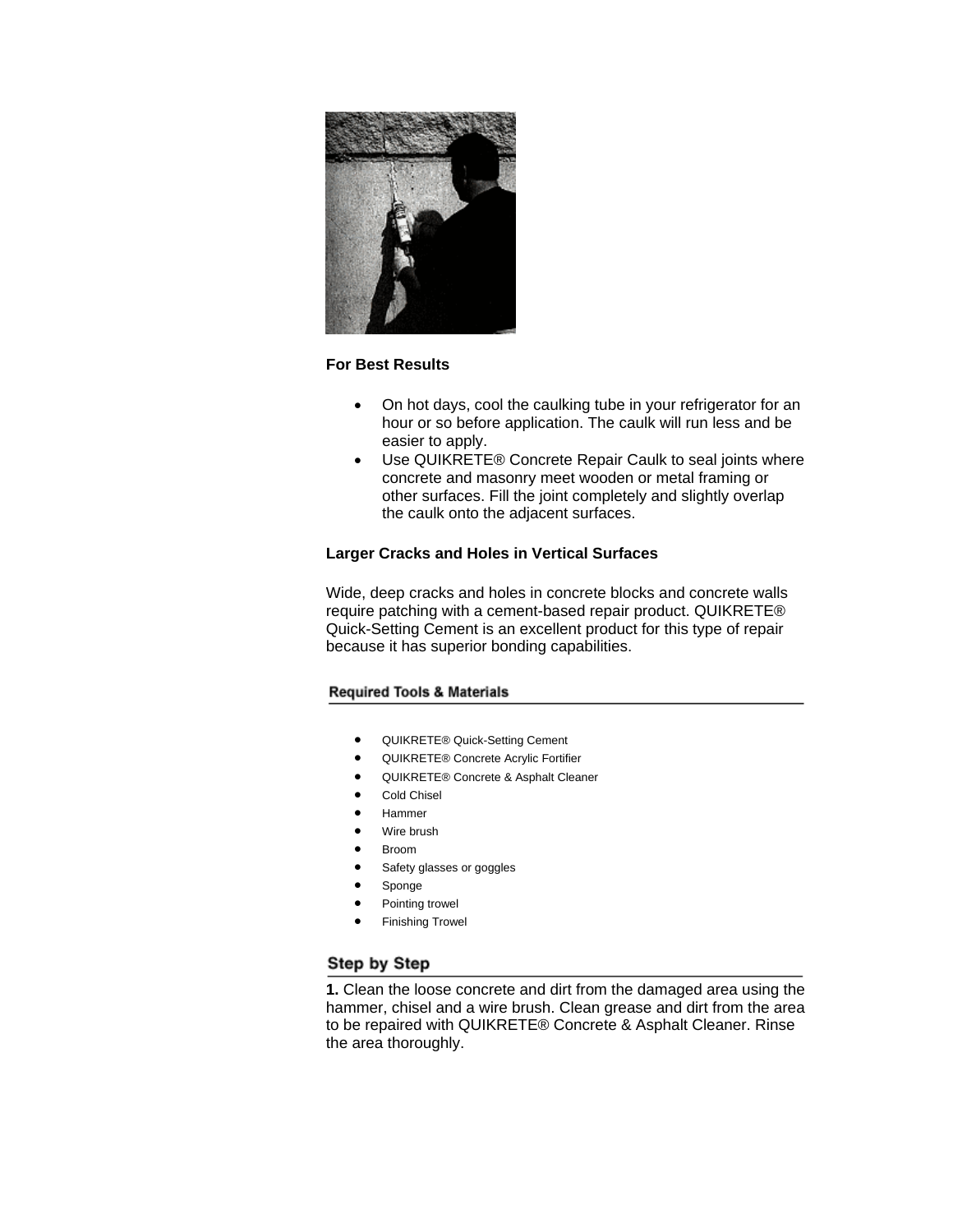**For Best Results**

- On hot days, cool the caulking tube in your refrigerator for an hour or so before application. The caulk will run less and be easier to apply.
- Use QUIKRETE® Concrete Repair Caulk to seal joints where concrete and masonry meet wooden or metal framing or other surfaces. Fill the joint completely and slightly overlap the caulk onto the adjacent surfaces.

**Larger Cracks and Holes in Vertical Surfaces**

Wide, deep cracks and holes in concrete blocks and concrete walls require patching with a cement-based repair product. QUIKRETE® Quick-Setting Cement is an excellent product for this type of repair because it has superior bonding capabilities.

## Required Tools & Materials

- QUIKRETE® Quick-Setting Cement
- QUIKRETE® Concrete Acrylic Fortifier
- QUIKRETE® Concrete & Asphalt Cleaner
- Cold Chisel
- Hammer
- Wire brush
- Broom
- Safety glasses or goggles
- Sponge
- Pointing trowel
- Finishing Trowel

## Step by Step

**1.** Clean the loose concrete and dirt from the damaged area using the hammer, chisel and a wire brush. Clean grease and dirt from the area to be repaired with QUIKRETE® Concrete & Asphalt Cleaner. Rinse the area thoroughly.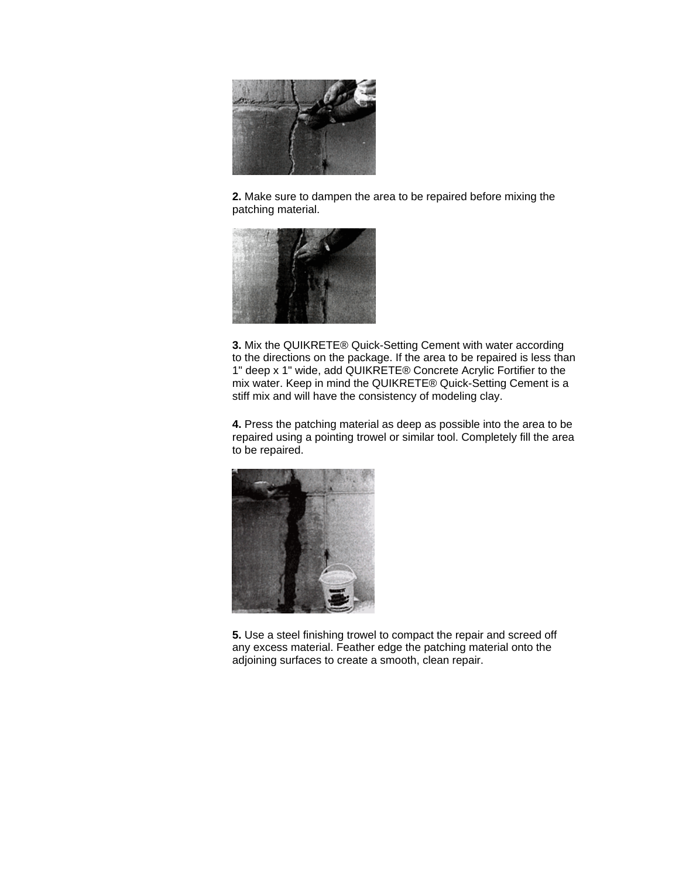**2.** Make sure to dampen the area to be repaired before mixing the patching material.

**3.** Mix the QUIKRETE® Quick-Setting Cement with water according to the directions on the package. If the area to be repaired is less than 1" deep x 1" wide, add QUIKRETE® Concrete Acrylic Fortifier to the mix water. Keep in mind the QUIKRETE® Quick-Setting Cement is a stiff mix and will have the consistency of modeling clay.

**4.** Press the patching material as deep as possible into the area to be repaired using a pointing trowel or similar tool. Completely fill the area to be repaired.

**5.** Use a steel finishing trowel to compact the repair and screed off any excess material. Feather edge the patching material onto the adjoining surfaces to create a smooth, clean repair.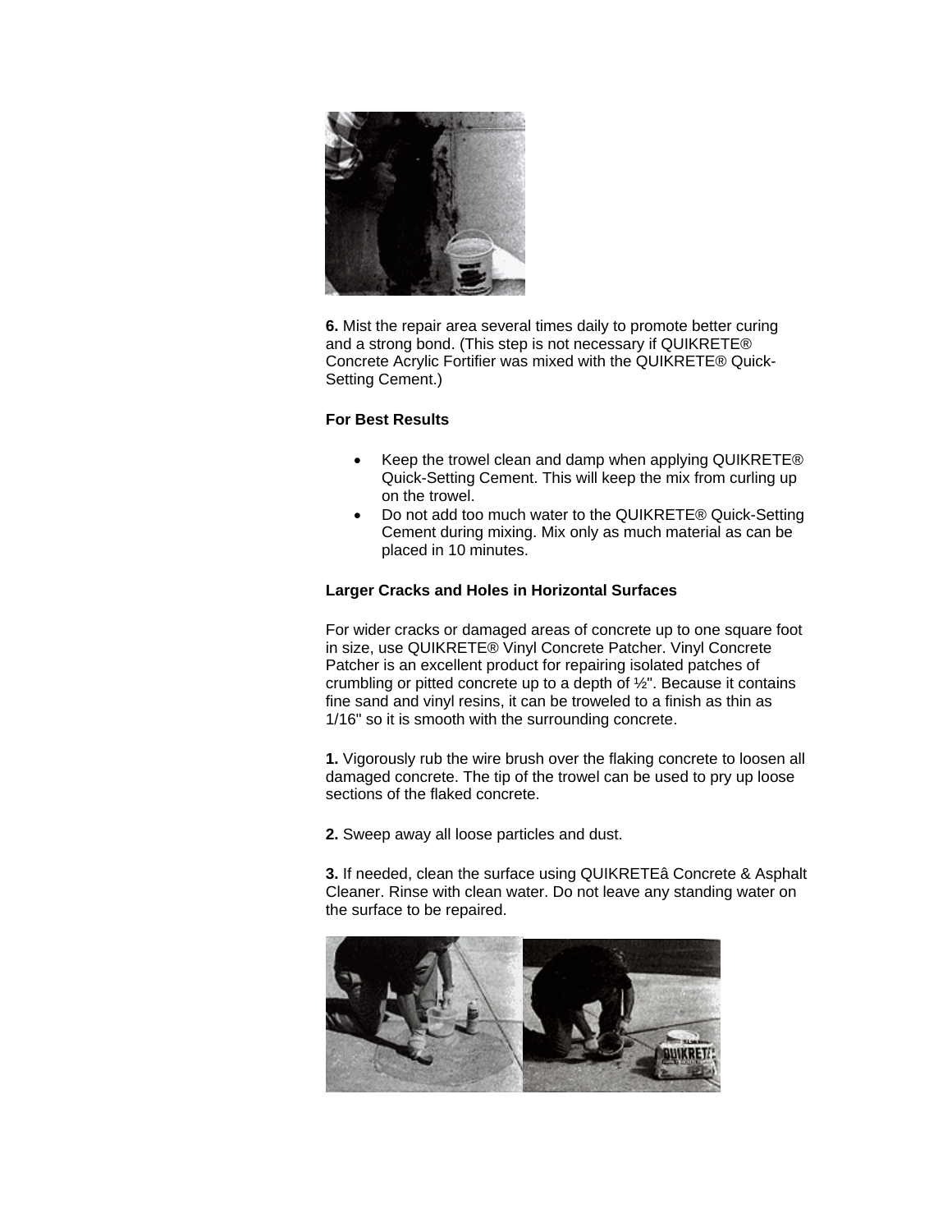**6.** Mist the repair area several times daily to promote better curing and a strong bond. (This step is not necessary if QUIKRETE® Concrete Acrylic Fortifier was mixed with the QUIKRETE® Quick-Setting Cement.)

**For Best Results**

- Keep the trowel clean and damp when applying QUIKRETE® Quick-Setting Cement. This will keep the mix from curling up on the trowel.
- Do not add too much water to the QUIKRETE® Quick-Setting Cement during mixing. Mix only as much material as can be placed in 10 minutes.

**Larger Cracks and Holes in Horizontal Surfaces**

For wider cracks or damaged areas of concrete up to one square foot in size, use QUIKRETE® Vinyl Concrete Patcher. Vinyl Concrete Patcher is an excellent product for repairing isolated patches of crumbling or pitted concrete up to a depth of ½". Because it contains fine sand and vinyl resins, it can be troweled to a finish as thin as 1/16" so it is smooth with the surrounding concrete.

**1.** Vigorously rub the wire brush over the flaking concrete to loosen all damaged concrete. The tip of the trowel can be used to pry up loose sections of the flaked concrete.

**2.** Sweep away all loose particles and dust.

**3.** If needed, clean the surface using QUIKRETEâ Concrete & Asphalt Cleaner. Rinse with clean water. Do not leave any standing water on the surface to be repaired.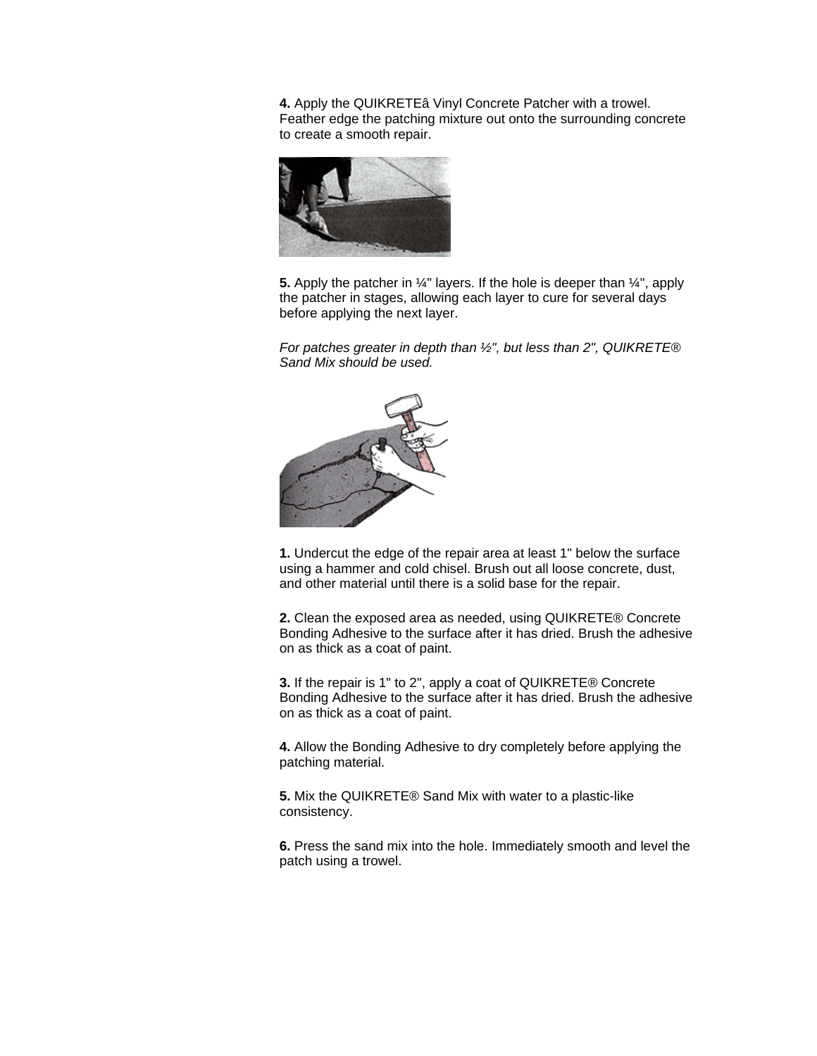**4.** Apply the QUIKRETEâ Vinyl Concrete Patcher with a trowel. Feather edge the patching mixture out onto the surrounding concrete to create a smooth repair.

**5.** Apply the patcher in ¼" layers. If the hole is deeper than ¼", apply the patcher in stages, allowing each layer to cure for several days before applying the next layer.

*For patches greater in depth than ½", but less than 2", QUIKRETE® Sand Mix should be used.*

**1.** Undercut the edge of the repair area at least 1" below the surface using a hammer and cold chisel. Brush out all loose concrete, dust, and other material until there is a solid base for the repair.

**2.** Clean the exposed area as needed, using QUIKRETE® Concrete Bonding Adhesive to the surface after it has dried. Brush the adhesive on as thick as a coat of paint.

**3.** If the repair is 1" to 2", apply a coat of QUIKRETE® Concrete Bonding Adhesive to the surface after it has dried. Brush the adhesive on as thick as a coat of paint.

**4.** Allow the Bonding Adhesive to dry completely before applying the patching material.

**5.** Mix the QUIKRETE® Sand Mix with water to a plastic-like consistency.

**6.** Press the sand mix into the hole. Immediately smooth and level the patch using a trowel.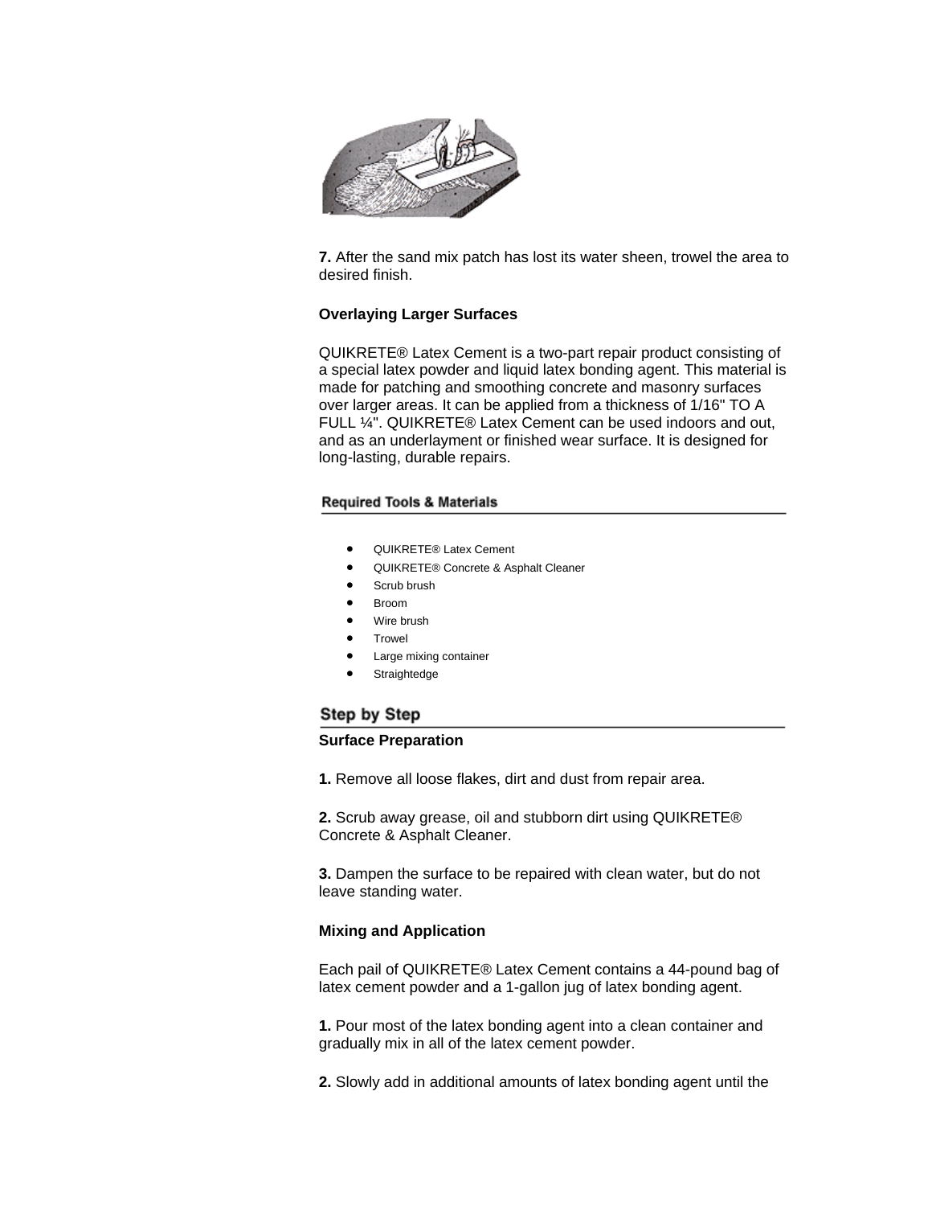**7.** After the sand mix patch has lost its water sheen, trowel the area to desired finish.

**Overlaying Larger Surfaces**

QUIKRETE® Latex Cement is a two-part repair product consisting of a special latex powder and liquid latex bonding agent. This material is made for patching and smoothing concrete and masonry surfaces over larger areas. It can be applied from a thickness of 1/16" TO A FULL ¼". QUIKRETE® Latex Cement can be used indoors and out, and as an underlayment or finished wear surface. It is designed for long-lasting, durable repairs.

## Required Tools & Materials

- QUIKRETE® Latex Cement
- QUIKRETE® Concrete & Asphalt Cleaner
- Scrub brush
- Broom
- Wire brush
- Trowel
- Large mixing container
- Straightedge

## Step by Step

**Surface Preparation**

**1.** Remove all loose flakes, dirt and dust from repair area.

**2.** Scrub away grease, oil and stubborn dirt using QUIKRETE® Concrete & Asphalt Cleaner.

**3.** Dampen the surface to be repaired with clean water, but do not leave standing water.

**Mixing and Application**

Each pail of QUIKRETE® Latex Cement contains a 44-pound bag of latex cement powder and a 1-gallon jug of latex bonding agent.

**1.** Pour most of the latex bonding agent into a clean container and gradually mix in all of the latex cement powder.

**2.** Slowly add in additional amounts of latex bonding agent until the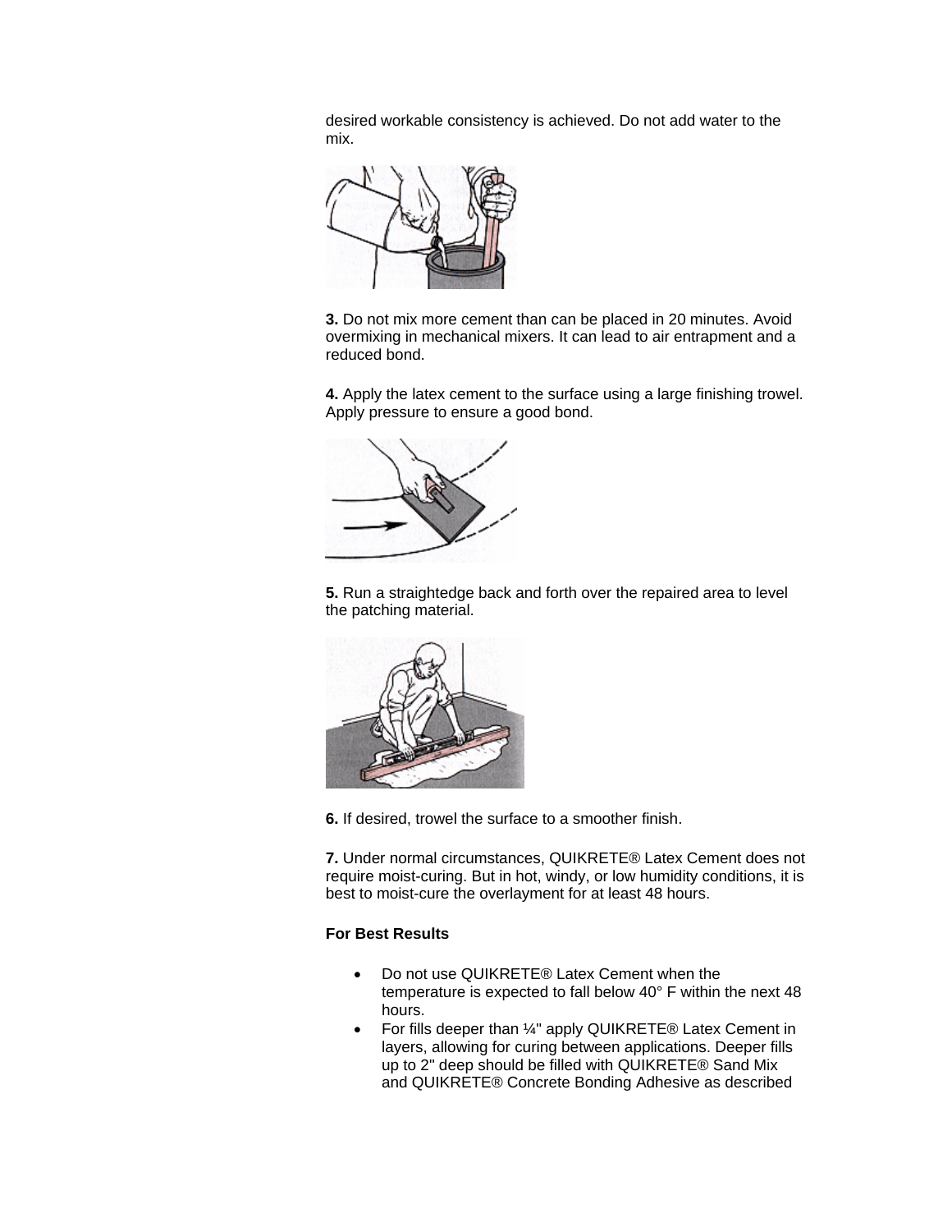desired workable consistency is achieved. Do not add water to the mix.

**3.** Do not mix more cement than can be placed in 20 minutes. Avoid overmixing in mechanical mixers. It can lead to air entrapment and a reduced bond.

**4.** Apply the latex cement to the surface using a large finishing trowel. Apply pressure to ensure a good bond.

**5.** Run a straightedge back and forth over the repaired area to level the patching material.

**6.** If desired, trowel the surface to a smoother finish.

**7.** Under normal circumstances, QUIKRETE® Latex Cement does not require moist-curing. But in hot, windy, or low humidity conditions, it is best to moist-cure the overlayment for at least 48 hours.

**For Best Results**

- Do not use QUIKRETE® Latex Cement when the temperature is expected to fall below 40° F within the next 48 hours.
- For fills deeper than ¼" apply QUIKRETE® Latex Cement in layers, allowing for curing between applications. Deeper fills up to 2" deep should be filled with QUIKRETE® Sand Mix and QUIKRETE® Concrete Bonding Adhesive as described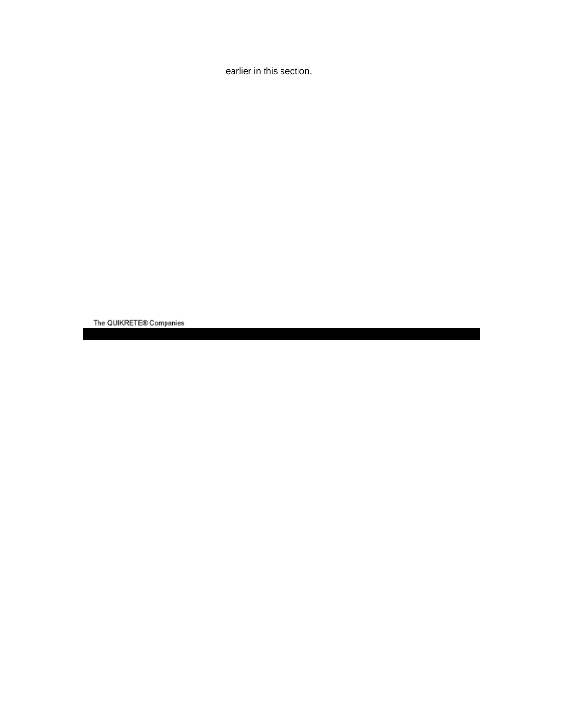earlier in this section.